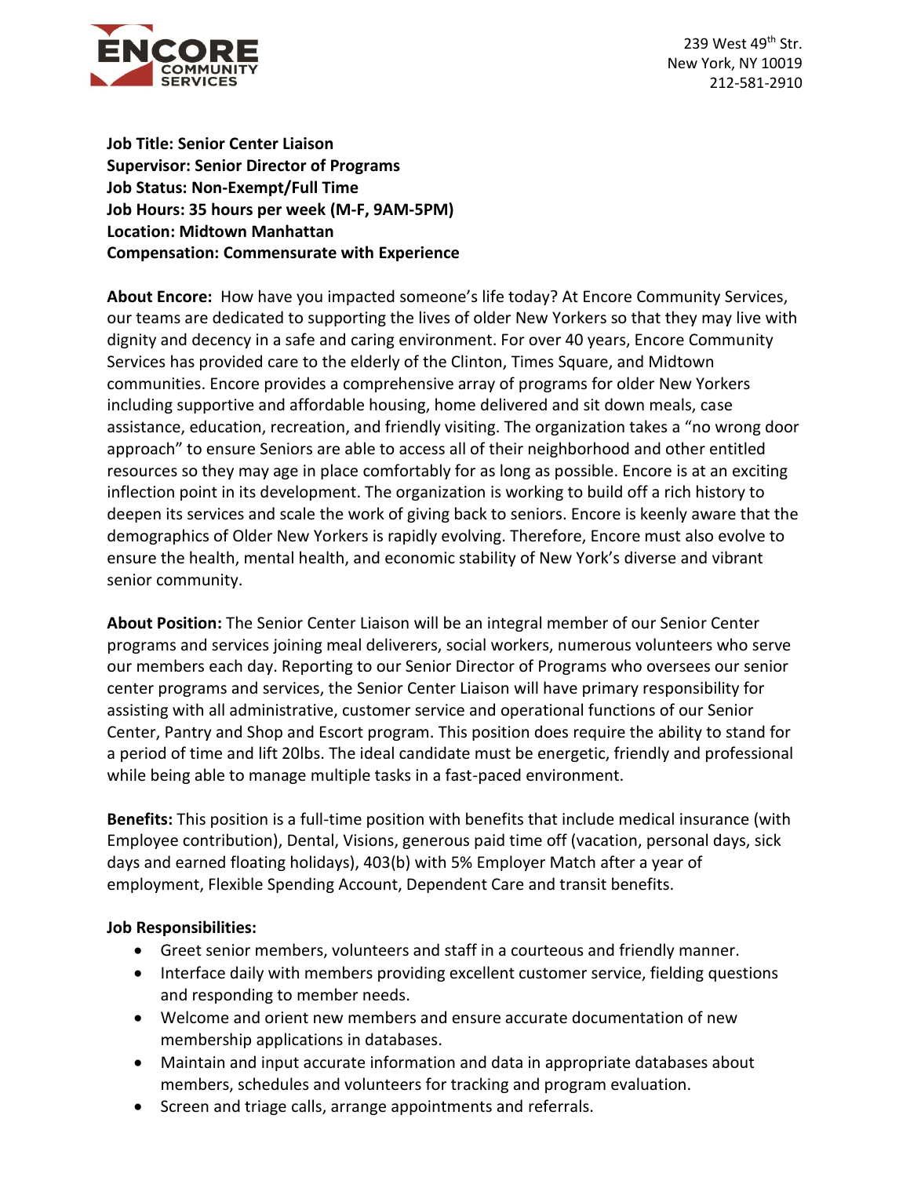ENCORE COMMUNITY SERVICES

239 West 49th Str.
New York, NY 10019
212-581-2910

**Job Title: Senior Center Liaison**
**Supervisor: Senior Director of Programs**
**Job Status: Non-Exempt/Full Time**
**Job Hours: 35 hours per week (M-F, 9AM-5PM)**
**Location: Midtown Manhattan**
**Compensation: Commensurate with Experience**

**About Encore:** How have you impacted someone's life today? At Encore Community Services, our teams are dedicated to supporting the lives of older New Yorkers so that they may live with dignity and decency in a safe and caring environment. For over 40 years, Encore Community Services has provided care to the elderly of the Clinton, Times Square, and Midtown communities. Encore provides a comprehensive array of programs for older New Yorkers including supportive and affordable housing, home delivered and sit down meals, case assistance, education, recreation, and friendly visiting. The organization takes a "no wrong door approach" to ensure Seniors are able to access all of their neighborhood and other entitled resources so they may age in place comfortably for as long as possible. Encore is at an exciting inflection point in its development. The organization is working to build off a rich history to deepen its services and scale the work of giving back to seniors. Encore is keenly aware that the demographics of Older New Yorkers is rapidly evolving. Therefore, Encore must also evolve to ensure the health, mental health, and economic stability of New York's diverse and vibrant senior community.

**About Position:** The Senior Center Liaison will be an integral member of our Senior Center programs and services joining meal deliverers, social workers, numerous volunteers who serve our members each day. Reporting to our Senior Director of Programs who oversees our senior center programs and services, the Senior Center Liaison will have primary responsibility for assisting with all administrative, customer service and operational functions of our Senior Center, Pantry and Shop and Escort program. This position does require the ability to stand for a period of time and lift 20lbs. The ideal candidate must be energetic, friendly and professional while being able to manage multiple tasks in a fast-paced environment.

**Benefits:** This position is a full-time position with benefits that include medical insurance (with Employee contribution), Dental, Visions, generous paid time off (vacation, personal days, sick days and earned floating holidays), 403(b) with 5% Employer Match after a year of employment, Flexible Spending Account, Dependent Care and transit benefits.

**Job Responsibilities:**

- Greet senior members, volunteers and staff in a courteous and friendly manner.
- Interface daily with members providing excellent customer service, fielding questions and responding to member needs.
- Welcome and orient new members and ensure accurate documentation of new membership applications in databases.
- Maintain and input accurate information and data in appropriate databases about members, schedules and volunteers for tracking and program evaluation.
- Screen and triage calls, arrange appointments and referrals.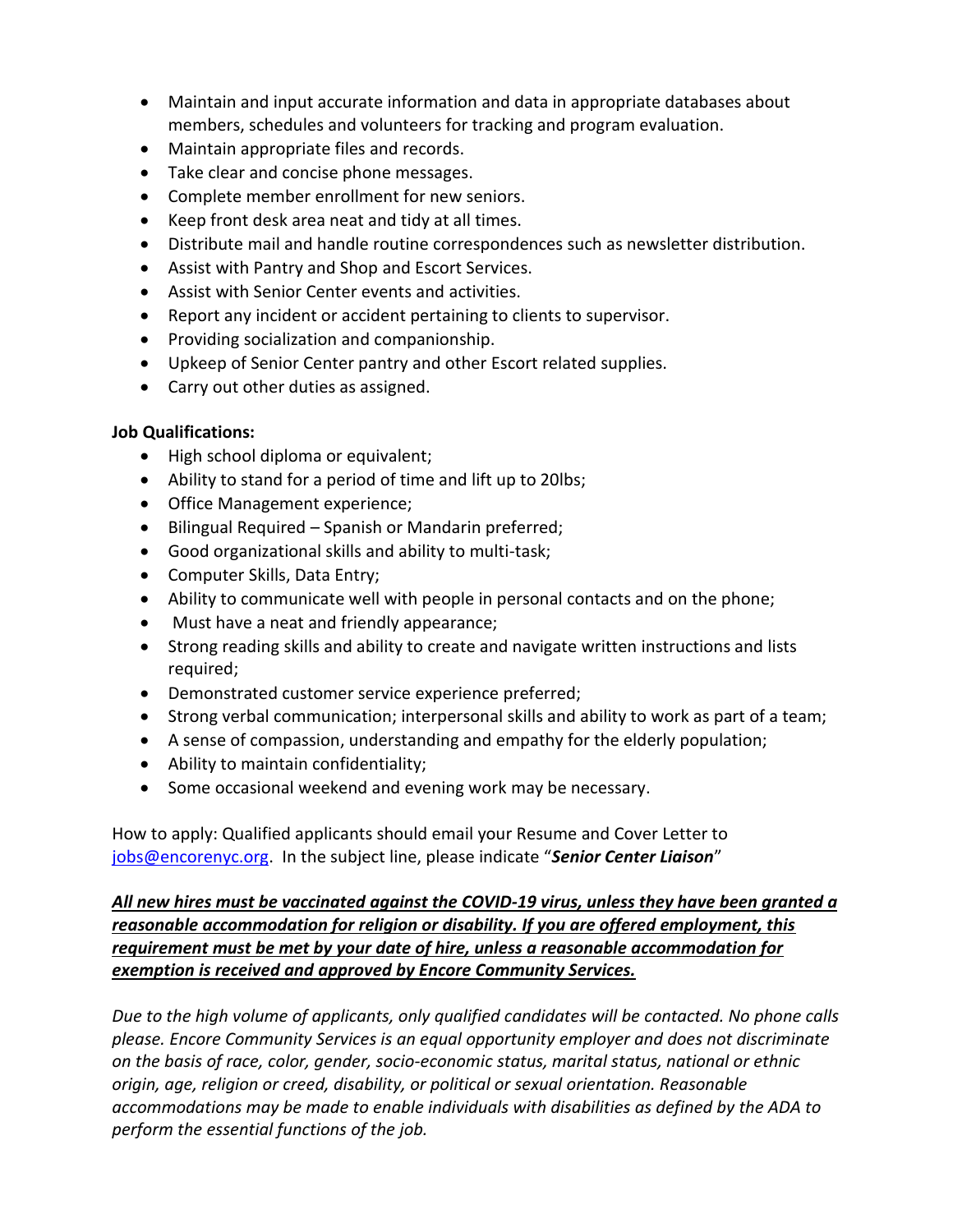- Maintain and input accurate information and data in appropriate databases about members, schedules and volunteers for tracking and program evaluation.
- Maintain appropriate files and records.
- Take clear and concise phone messages.
- Complete member enrollment for new seniors.
- Keep front desk area neat and tidy at all times.
- Distribute mail and handle routine correspondences such as newsletter distribution.
- Assist with Pantry and Shop and Escort Services.
- Assist with Senior Center events and activities.
- Report any incident or accident pertaining to clients to supervisor.
- Providing socialization and companionship.
- Upkeep of Senior Center pantry and other Escort related supplies.
- Carry out other duties as assigned.

**Job Qualifications:**

- High school diploma or equivalent;
- Ability to stand for a period of time and lift up to 20lbs;
- Office Management experience;
- Bilingual Required – Spanish or Mandarin preferred;
- Good organizational skills and ability to multi-task;
- Computer Skills, Data Entry;
- Ability to communicate well with people in personal contacts and on the phone;
- Must have a neat and friendly appearance;
- Strong reading skills and ability to create and navigate written instructions and lists required;
- Demonstrated customer service experience preferred;
- Strong verbal communication; interpersonal skills and ability to work as part of a team;
- A sense of compassion, understanding and empathy for the elderly population;
- Ability to maintain confidentiality;
- Some occasional weekend and evening work may be necessary.

How to apply: Qualified applicants should email your Resume and Cover Letter to jobs@encorenyc.org. In the subject line, please indicate "***Senior Center Liaison***"

***All new hires must be vaccinated against the COVID-19 virus, unless they have been granted a reasonable accommodation for religion or disability. If you are offered employment, this requirement must be met by your date of hire, unless a reasonable accommodation for exemption is received and approved by Encore Community Services.***

*Due to the high volume of applicants, only qualified candidates will be contacted. No phone calls please. Encore Community Services is an equal opportunity employer and does not discriminate on the basis of race, color, gender, socio-economic status, marital status, national or ethnic origin, age, religion or creed, disability, or political or sexual orientation. Reasonable accommodations may be made to enable individuals with disabilities as defined by the ADA to perform the essential functions of the job.*